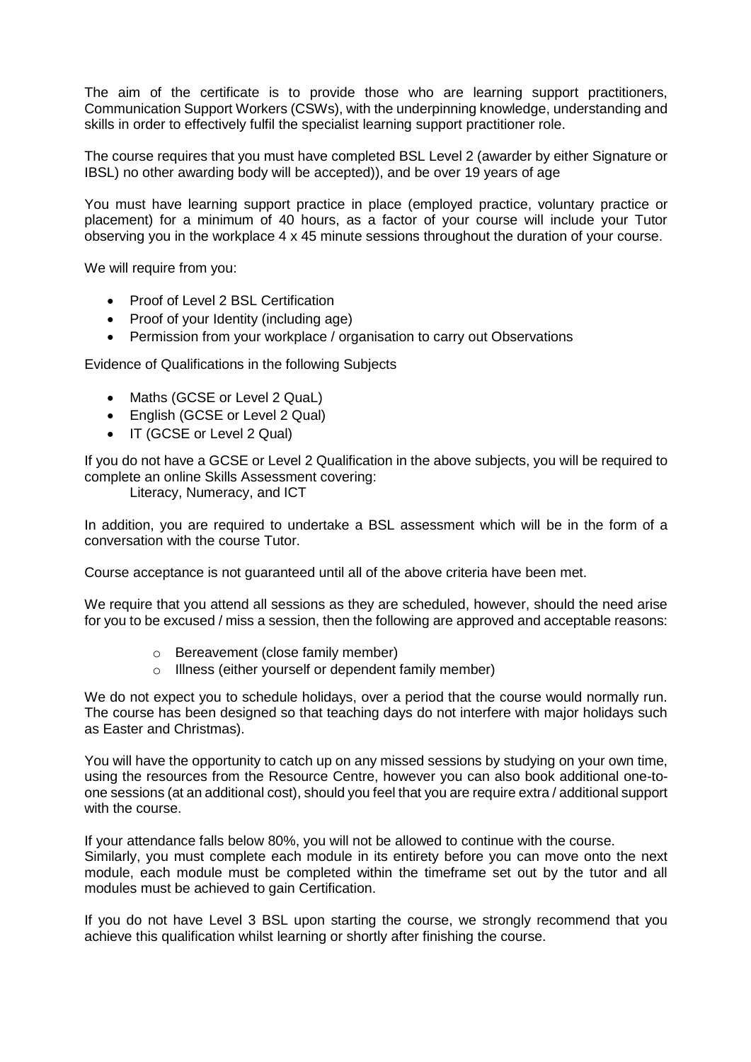The aim of the certificate is to provide those who are learning support practitioners, Communication Support Workers (CSWs), with the underpinning knowledge, understanding and skills in order to effectively fulfil the specialist learning support practitioner role.

The course requires that you must have completed BSL Level 2 (awarder by either Signature or IBSL) no other awarding body will be accepted)), and be over 19 years of age

You must have learning support practice in place (employed practice, voluntary practice or placement) for a minimum of 40 hours, as a factor of your course will include your Tutor observing you in the workplace 4 x 45 minute sessions throughout the duration of your course.

We will require from you:

- Proof of Level 2 BSL Certification
- Proof of your Identity (including age)
- Permission from your workplace / organisation to carry out Observations

Evidence of Qualifications in the following Subjects

- Maths (GCSE or Level 2 QuaL)
- English (GCSE or Level 2 Qual)
- IT (GCSE or Level 2 Qual)

If you do not have a GCSE or Level 2 Qualification in the above subjects, you will be required to complete an online Skills Assessment covering:
Literacy, Numeracy, and ICT

In addition, you are required to undertake a BSL assessment which will be in the form of a conversation with the course Tutor.

Course acceptance is not guaranteed until all of the above criteria have been met.

We require that you attend all sessions as they are scheduled, however, should the need arise for you to be excused / miss a session, then the following are approved and acceptable reasons:

- Bereavement (close family member)
- Illness (either yourself or dependent family member)

We do not expect you to schedule holidays, over a period that the course would normally run. The course has been designed so that teaching days do not interfere with major holidays such as Easter and Christmas).

You will have the opportunity to catch up on any missed sessions by studying on your own time, using the resources from the Resource Centre, however you can also book additional one-to-one sessions (at an additional cost), should you feel that you are require extra / additional support with the course.

If your attendance falls below 80%, you will not be allowed to continue with the course.
Similarly, you must complete each module in its entirety before you can move onto the next module, each module must be completed within the timeframe set out by the tutor and all modules must be achieved to gain Certification.

If you do not have Level 3 BSL upon starting the course, we strongly recommend that you achieve this qualification whilst learning or shortly after finishing the course.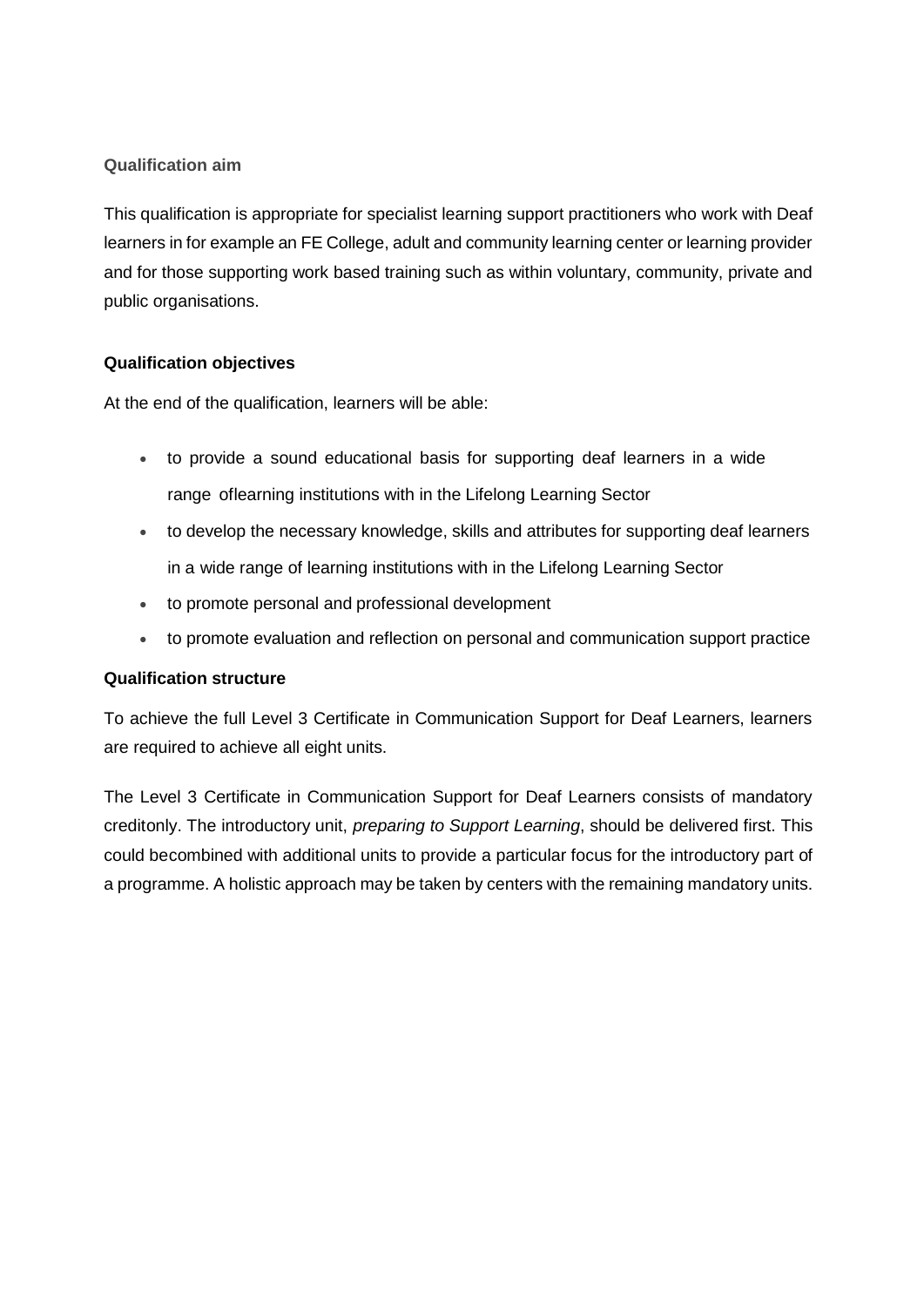### Qualification aim

This qualification is appropriate for specialist learning support practitioners who work with Deaf learners in for example an FE College, adult and community learning center or learning provider and for those supporting work based training such as within voluntary, community, private and public organisations.

### Qualification objectives

At the end of the qualification, learners will be able:

- to provide a sound educational basis for supporting deaf learners in a wide range oflearning institutions with in the Lifelong Learning Sector
- to develop the necessary knowledge, skills and attributes for supporting deaf learners in a wide range of learning institutions with in the Lifelong Learning Sector
- to promote personal and professional development
- to promote evaluation and reflection on personal and communication support practice

### Qualification structure

To achieve the full Level 3 Certificate in Communication Support for Deaf Learners, learners are required to achieve all eight units.

The Level 3 Certificate in Communication Support for Deaf Learners consists of mandatory creditonly. The introductory unit, *preparing to Support Learning*, should be delivered first. This could becombined with additional units to provide a particular focus for the introductory part of a programme. A holistic approach may be taken by centers with the remaining mandatory units.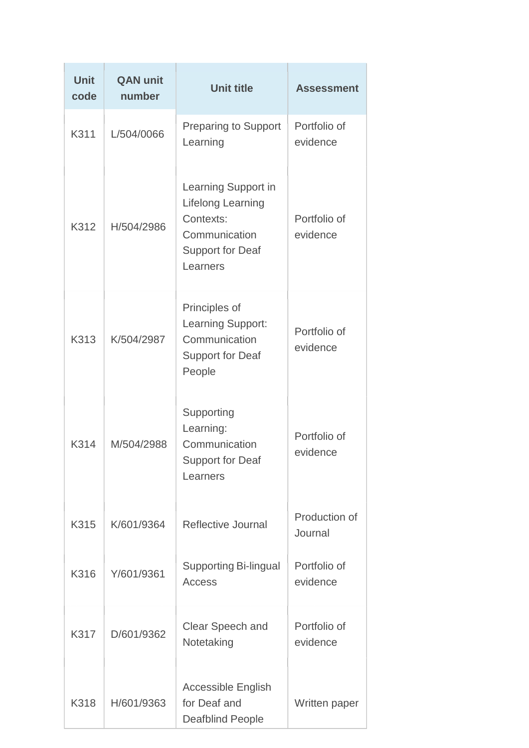| Unit code | QAN unit number | Unit title | Assessment |
|---|---|---|---|
| K311 | L/504/0066 | Preparing to Support Learning | Portfolio of evidence |
| K312 | H/504/2986 | Learning Support in Lifelong Learning Contexts: Communication Support for Deaf Learners | Portfolio of evidence |
| K313 | K/504/2987 | Principles of Learning Support: Communication Support for Deaf People | Portfolio of evidence |
| K314 | M/504/2988 | Supporting Learning: Communication Support for Deaf Learners | Portfolio of evidence |
| K315 | K/601/9364 | Reflective Journal | Production of Journal |
| K316 | Y/601/9361 | Supporting Bi-lingual Access | Portfolio of evidence |
| K317 | D/601/9362 | Clear Speech and Notetaking | Portfolio of evidence |
| K318 | H/601/9363 | Accessible English for Deaf and Deafblind People | Written paper |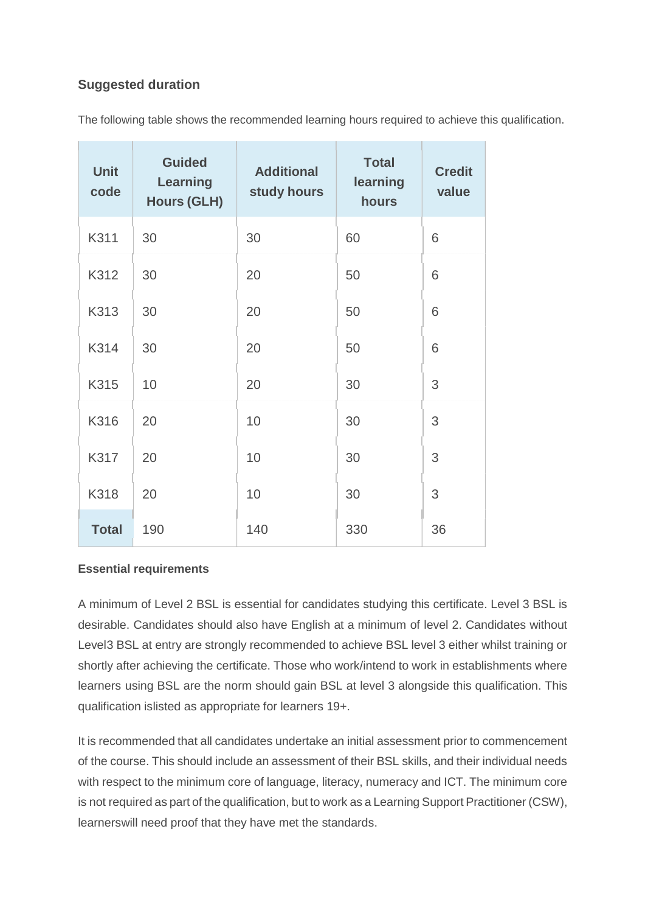### Suggested duration

The following table shows the recommended learning hours required to achieve this qualification.

| Unit code | Guided Learning Hours (GLH) | Additional study hours | Total learning hours | Credit value |
|---|---|---|---|---|
| K311 | 30 | 30 | 60 | 6 |
| K312 | 30 | 20 | 50 | 6 |
| K313 | 30 | 20 | 50 | 6 |
| K314 | 30 | 20 | 50 | 6 |
| K315 | 10 | 20 | 30 | 3 |
| K316 | 20 | 10 | 30 | 3 |
| K317 | 20 | 10 | 30 | 3 |
| K318 | 20 | 10 | 30 | 3 |
| **Total** | 190 | 140 | 330 | 36 |

**Essential requirements**

A minimum of Level 2 BSL is essential for candidates studying this certificate. Level 3 BSL is desirable. Candidates should also have English at a minimum of level 2. Candidates without Level3 BSL at entry are strongly recommended to achieve BSL level 3 either whilst training or shortly after achieving the certificate. Those who work/intend to work in establishments where learners using BSL are the norm should gain BSL at level 3 alongside this qualification. This qualification islisted as appropriate for learners 19+.

It is recommended that all candidates undertake an initial assessment prior to commencement of the course. This should include an assessment of their BSL skills, and their individual needs with respect to the minimum core of language, literacy, numeracy and ICT. The minimum core is not required as part of the qualification, but to work as a Learning Support Practitioner (CSW), learnerswill need proof that they have met the standards.